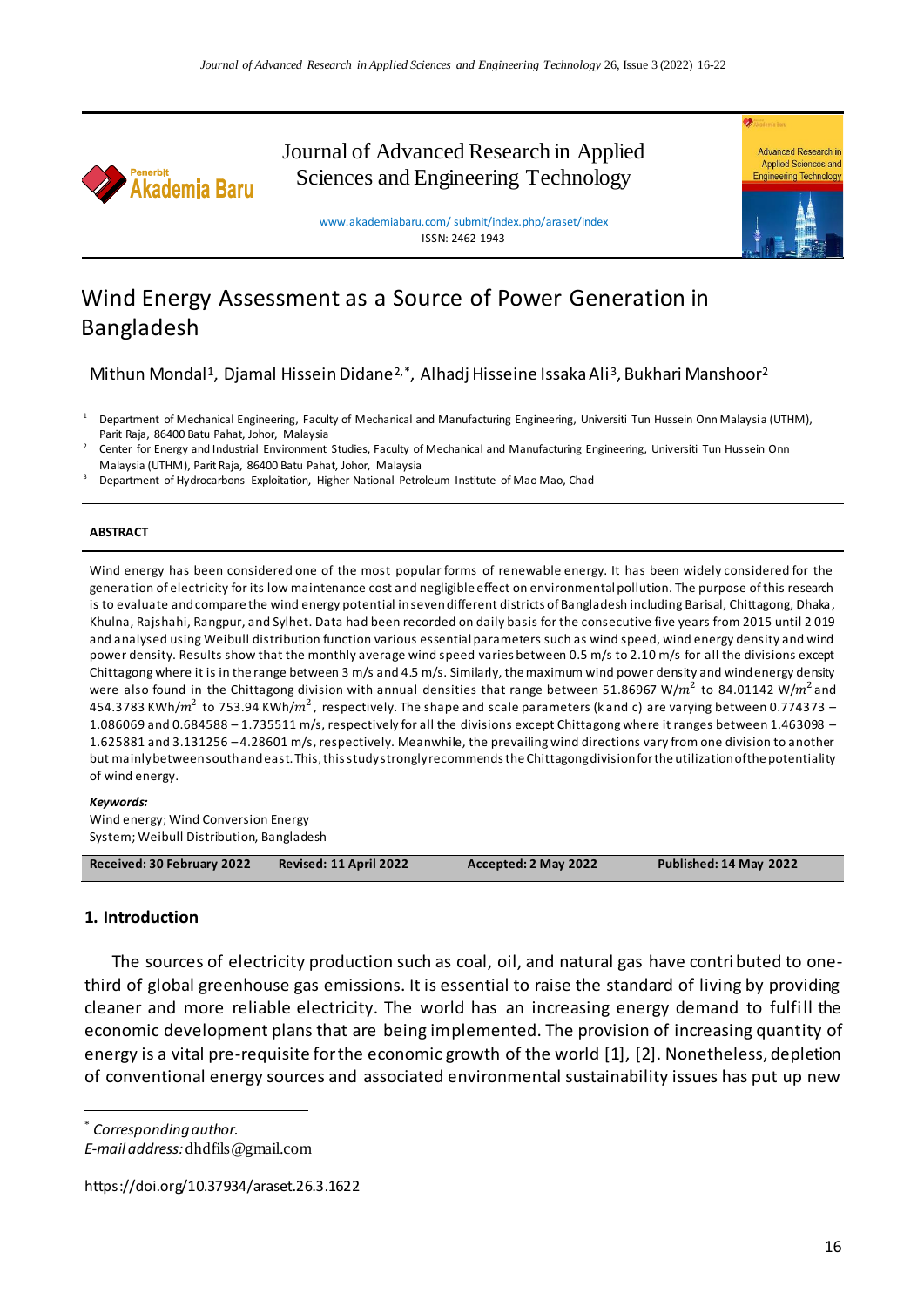# Wind Energy Assessment as a Source of Power Generation in Bangladesh

Mithun Mondal[1], Djamal Hissein Didane[2,*], Alhadj Hisseine Issaka Ali[3], Bukhari Manshoor[2]

[1] Department of Mechanical Engineering, Faculty of Mechanical and Manufacturing Engineering, Universiti Tun Hussein Onn Malaysia (UTHM), Parit Raja, 86400 Batu Pahat, Johor, Malaysia

[2] Center for Energy and Industrial Environment Studies, Faculty of Mechanical and Manufacturing Engineering, Universiti Tun Hussein Onn Malaysia (UTHM), Parit Raja, 86400 Batu Pahat, Johor, Malaysia

[3] Department of Hydrocarbons Exploitation, Higher National Petroleum Institute of Mao Mao, Chad

**ABSTRACT**

Wind energy has been considered one of the most popular forms of renewable energy. It has been widely considered for the generation of electricity for its low maintenance cost and negligible effect on environmental pollution. The purpose of this research is to evaluate and compare the wind energy potential in seven different districts of Bangladesh including Barisal, Chittagong, Dhaka, Khulna, Rajshahi, Rangpur, and Sylhet. Data had been recorded on daily basis for the consecutive five years from 2015 until 2 019 and analysed using Weibull distribution function various essential parameters such as wind speed, wind energy density and wind power density. Results show that the monthly average wind speed varies between 0.5 m/s to 2.10 m/s for all the divisions except Chittagong where it is in the range between 3 m/s and 4.5 m/s. Similarly, the maximum wind power density and wind energy density were also found in the Chittagong division with annual densities that range between 51.86967 W/$m^2$ to 84.01142 W/$m^2$ and 454.3783 KWh/$m^2$ to 753.94 KWh/$m^2$, respectively. The shape and scale parameters (k and c) are varying between 0.774373 – 1.086069 and 0.684588 – 1.735511 m/s, respectively for all the divisions except Chittagong where it ranges between 1.463098 – 1.625881 and 3.131256 – 4.28601 m/s, respectively. Meanwhile, the prevailing wind directions vary from one division to another but mainly between south and east. This, this study strongly recommends the Chittagong division for the utilization of the potentiality of wind energy.

***Keywords:***

Wind energy; Wind Conversion Energy System; Weibull Distribution, Bangladesh

| **Received: 30 February 2022** | **Revised: 11 April 2022** | **Accepted: 2 May 2022** | **Published: 14 May 2022** |
|---|---|---|---|

## 1. Introduction

The sources of electricity production such as coal, oil, and natural gas have contributed to one-third of global greenhouse gas emissions. It is essential to raise the standard of living by providing cleaner and more reliable electricity. The world has an increasing energy demand to fulfill the economic development plans that are being implemented. The provision of increasing quantity of energy is a vital pre-requisite for the economic growth of the world [1], [2]. Nonetheless, depletion of conventional energy sources and associated environmental sustainability issues has put up new

* *Corresponding author.*
*E-mail address:* dhdfils@gmail.com

https://doi.org/10.37934/araset.26.3.1622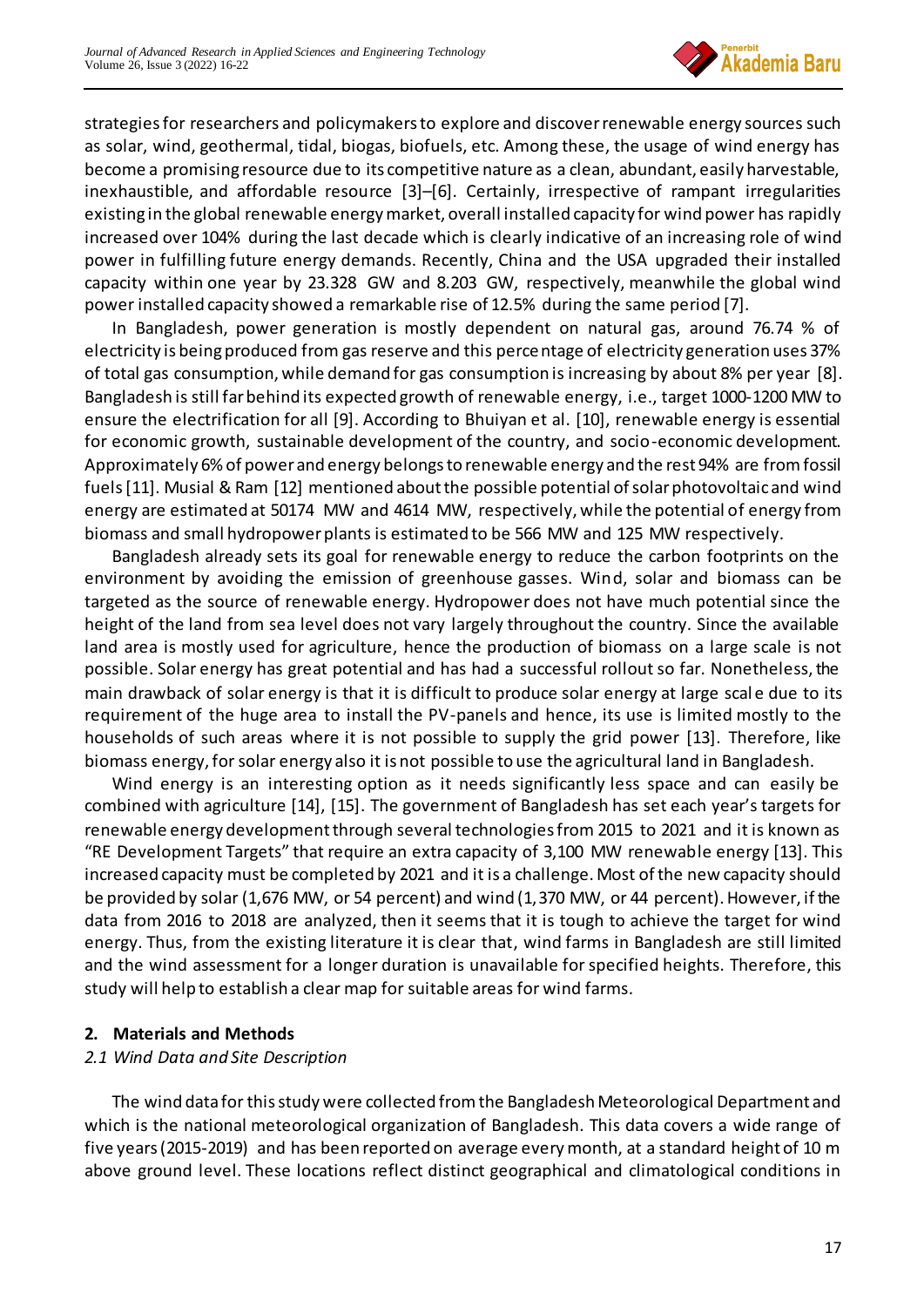strategies for researchers and policymakers to explore and discover renewable energy sources such as solar, wind, geothermal, tidal, biogas, biofuels, etc. Among these, the usage of wind energy has become a promising resource due to its competitive nature as a clean, abundant, easily harvestable, inexhaustible, and affordable resource [3]–[6]. Certainly, irrespective of rampant irregularities existing in the global renewable energy market, overall installed capacity for wind power has rapidly increased over 104% during the last decade which is clearly indicative of an increasing role of wind power in fulfilling future energy demands. Recently, China and the USA upgraded their installed capacity within one year by 23.328 GW and 8.203 GW, respectively, meanwhile the global wind power installed capacity showed a remarkable rise of 12.5% during the same period [7].

In Bangladesh, power generation is mostly dependent on natural gas, around 76.74 % of electricity is being produced from gas reserve and this percentage of electricity generation uses 37% of total gas consumption, while demand for gas consumption is increasing by about 8% per year [8]. Bangladesh is still far behind its expected growth of renewable energy, i.e., target 1000-1200 MW to ensure the electrification for all [9]. According to Bhuiyan et al. [10], renewable energy is essential for economic growth, sustainable development of the country, and socio-economic development. Approximately 6% of power and energy belongs to renewable energy and the rest 94% are from fossil fuels [11]. Musial & Ram [12] mentioned about the possible potential of solar photovoltaic and wind energy are estimated at 50174 MW and 4614 MW, respectively, while the potential of energy from biomass and small hydropower plants is estimated to be 566 MW and 125 MW respectively.

Bangladesh already sets its goal for renewable energy to reduce the carbon footprints on the environment by avoiding the emission of greenhouse gasses. Wind, solar and biomass can be targeted as the source of renewable energy. Hydropower does not have much potential since the height of the land from sea level does not vary largely throughout the country. Since the available land area is mostly used for agriculture, hence the production of biomass on a large scale is not possible. Solar energy has great potential and has had a successful rollout so far. Nonetheless, the main drawback of solar energy is that it is difficult to produce solar energy at large scale due to its requirement of the huge area to install the PV-panels and hence, its use is limited mostly to the households of such areas where it is not possible to supply the grid power [13]. Therefore, like biomass energy, for solar energy also it is not possible to use the agricultural land in Bangladesh.

Wind energy is an interesting option as it needs significantly less space and can easily be combined with agriculture [14], [15]. The government of Bangladesh has set each year's targets for renewable energy development through several technologies from 2015 to 2021 and it is known as "RE Development Targets" that require an extra capacity of 3,100 MW renewable energy [13]. This increased capacity must be completed by 2021 and it is a challenge. Most of the new capacity should be provided by solar (1,676 MW, or 54 percent) and wind (1,370 MW, or 44 percent). However, if the data from 2016 to 2018 are analyzed, then it seems that it is tough to achieve the target for wind energy. Thus, from the existing literature it is clear that, wind farms in Bangladesh are still limited and the wind assessment for a longer duration is unavailable for specified heights. Therefore, this study will help to establish a clear map for suitable areas for wind farms.

## 2. Materials and Methods

### *2.1 Wind Data and Site Description*

The wind data for this study were collected from the Bangladesh Meteorological Department and which is the national meteorological organization of Bangladesh. This data covers a wide range of five years (2015-2019) and has been reported on average every month, at a standard height of 10 m above ground level. These locations reflect distinct geographical and climatological conditions in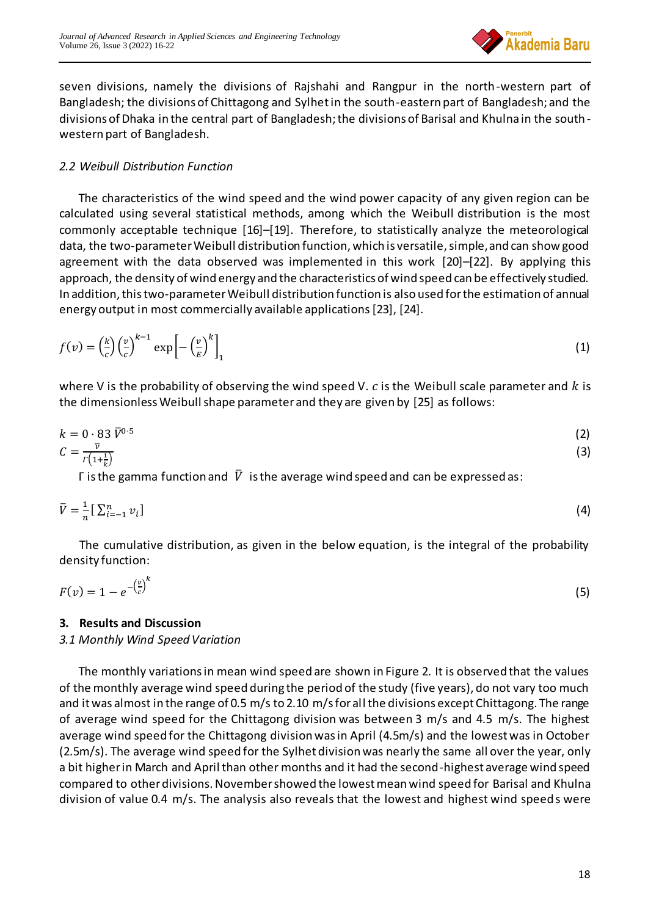seven divisions, namely the divisions of Rajshahi and Rangpur in the north-western part of Bangladesh; the divisions of Chittagong and Sylhet in the south-eastern part of Bangladesh; and the divisions of Dhaka in the central part of Bangladesh; the divisions of Barisal and Khulna in the south-western part of Bangladesh.

### *2.2 Weibull Distribution Function*

The characteristics of the wind speed and the wind power capacity of any given region can be calculated using several statistical methods, among which the Weibull distribution is the most commonly acceptable technique [16]–[19]. Therefore, to statistically analyze the meteorological data, the two-parameter Weibull distribution function, which is versatile, simple, and can show good agreement with the data observed was implemented in this work [20]–[22]. By applying this approach, the density of wind energy and the characteristics of wind speed can be effectively studied. In addition, this two-parameter Weibull distribution function is also used for the estimation of annual energy output in most commercially available applications [23], [24].

$$f(v) = \left(\frac{k}{c}\right)\left(\frac{v}{c}\right)^{k-1} \exp\left[-\left(\frac{v}{E}\right)^{k}\right]_{1} \tag{1}$$

where V is the probability of observing the wind speed V. $c$ is the Weibull scale parameter and $k$ is the dimensionless Weibull shape parameter and they are given by [25] as follows:

$$k = 0 \cdot 83\ \bar{V}^{0\cdot 5} \tag{2}$$

$$C = \frac{\bar{v}}{\Gamma\left(1+\frac{1}{k}\right)} \tag{3}$$

Γ is the gamma function and $\bar{V}$ is the average wind speed and can be expressed as:

$$\bar{V} = \frac{1}{n}\left[\sum_{i=-1}^{n} v_i\right] \tag{4}$$

The cumulative distribution, as given in the below equation, is the integral of the probability density function:

$$F(v) = 1 - e^{-\left(\frac{v}{c}\right)^{k}} \tag{5}$$

## 3. Results and Discussion

### *3.1 Monthly Wind Speed Variation*

The monthly variations in mean wind speed are shown in Figure 2. It is observed that the values of the monthly average wind speed during the period of the study (five years), do not vary too much and it was almost in the range of 0.5 m/s to 2.10 m/s for all the divisions except Chittagong. The range of average wind speed for the Chittagong division was between 3 m/s and 4.5 m/s. The highest average wind speed for the Chittagong division was in April (4.5m/s) and the lowest was in October (2.5m/s). The average wind speed for the Sylhet division was nearly the same all over the year, only a bit higher in March and April than other months and it had the second-highest average wind speed compared to other divisions. November showed the lowest mean wind speed for Barisal and Khulna division of value 0.4 m/s. The analysis also reveals that the lowest and highest wind speeds were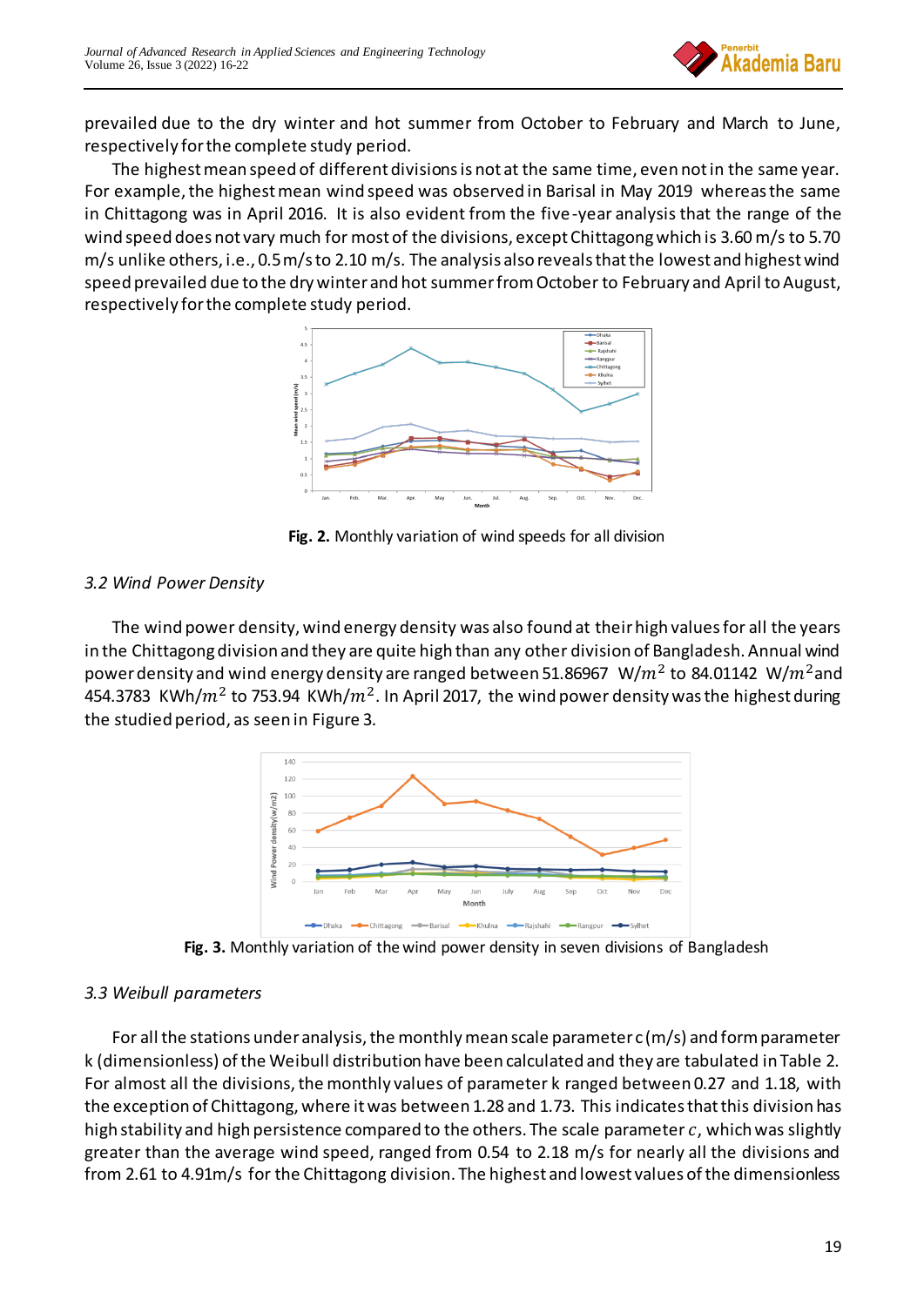prevailed due to the dry winter and hot summer from October to February and March to June, respectively for the complete study period.

The highest mean speed of different divisions is not at the same time, even not in the same year. For example, the highest mean wind speed was observed in Barisal in May 2019 whereas the same in Chittagong was in April 2016. It is also evident from the five-year analysis that the range of the wind speed does not vary much for most of the divisions, except Chittagong which is 3.60 m/s to 5.70 m/s unlike others, i.e., 0.5 m/s to 2.10 m/s. The analysis also reveals that the lowest and highest wind speed prevailed due to the dry winter and hot summer from October to February and April to August, respectively for the complete study period.

**Fig. 2.** Monthly variation of wind speeds for all division

### 3.2 Wind Power Density

The wind power density, wind energy density was also found at their high values for all the years in the Chittagong division and they are quite high than any other division of Bangladesh. Annual wind power density and wind energy density are ranged between 51.86967 $W/m^2$ to 84.01142 $W/m^2$ and 454.3783 $KWh/m^2$ to 753.94 $KWh/m^2$. In April 2017, the wind power density was the highest during the studied period, as seen in Figure 3.

**Fig. 3.** Monthly variation of the wind power density in seven divisions of Bangladesh

### 3.3 Weibull parameters

For all the stations under analysis, the monthly mean scale parameter c (m/s) and form parameter k (dimensionless) of the Weibull distribution have been calculated and they are tabulated in Table 2. For almost all the divisions, the monthly values of parameter k ranged between 0.27 and 1.18, with the exception of Chittagong, where it was between 1.28 and 1.73. This indicates that this division has high stability and high persistence compared to the others. The scale parameter $c$, which was slightly greater than the average wind speed, ranged from 0.54 to 2.18 m/s for nearly all the divisions and from 2.61 to 4.91m/s for the Chittagong division. The highest and lowest values of the dimensionless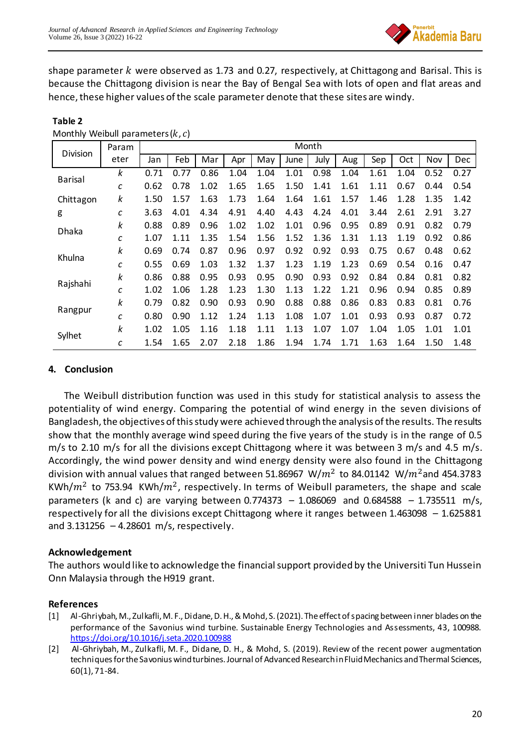shape parameter $k$ were observed as 1.73 and 0.27, respectively, at Chittagong and Barisal. This is because the Chittagong division is near the Bay of Bengal Sea with lots of open and flat areas and hence, these higher values of the scale parameter denote that these sites are windy.

**Table 2**

Monthly Weibull parameters ($k$, $c$)

| Division | Parameter | Month | | | | | | | | | | | |
|---|---|---|---|---|---|---|---|---|---|---|---|---|---|
| | | Jan | Feb | Mar | Apr | May | June | July | Aug | Sep | Oct | Nov | Dec |
| Barisal | $k$ | 0.71 | 0.77 | 0.86 | 1.04 | 1.04 | 1.01 | 0.98 | 1.04 | 1.61 | 1.04 | 0.52 | 0.27 |
| | $c$ | 0.62 | 0.78 | 1.02 | 1.65 | 1.65 | 1.50 | 1.41 | 1.61 | 1.11 | 0.67 | 0.44 | 0.54 |
| Chittagong | $k$ | 1.50 | 1.57 | 1.63 | 1.73 | 1.64 | 1.64 | 1.61 | 1.57 | 1.46 | 1.28 | 1.35 | 1.42 |
| | $c$ | 3.63 | 4.01 | 4.34 | 4.91 | 4.40 | 4.43 | 4.24 | 4.01 | 3.44 | 2.61 | 2.91 | 3.27 |
| Dhaka | $k$ | 0.88 | 0.89 | 0.96 | 1.02 | 1.02 | 1.01 | 0.96 | 0.95 | 0.89 | 0.91 | 0.82 | 0.79 |
| | $c$ | 1.07 | 1.11 | 1.35 | 1.54 | 1.56 | 1.52 | 1.36 | 1.31 | 1.13 | 1.19 | 0.92 | 0.86 |
| Khulna | $k$ | 0.69 | 0.74 | 0.87 | 0.96 | 0.97 | 0.92 | 0.92 | 0.93 | 0.75 | 0.67 | 0.48 | 0.62 |
| | $c$ | 0.55 | 0.69 | 1.03 | 1.32 | 1.37 | 1.23 | 1.19 | 1.23 | 0.69 | 0.54 | 0.16 | 0.47 |
| Rajshahi | $k$ | 0.86 | 0.88 | 0.95 | 0.93 | 0.95 | 0.90 | 0.93 | 0.92 | 0.84 | 0.84 | 0.81 | 0.82 |
| | $c$ | 1.02 | 1.06 | 1.28 | 1.23 | 1.30 | 1.13 | 1.22 | 1.21 | 0.96 | 0.94 | 0.85 | 0.89 |
| Rangpur | $k$ | 0.79 | 0.82 | 0.90 | 0.93 | 0.90 | 0.88 | 0.88 | 0.86 | 0.83 | 0.83 | 0.81 | 0.76 |
| | $c$ | 0.80 | 0.90 | 1.12 | 1.24 | 1.13 | 1.08 | 1.07 | 1.01 | 0.93 | 0.93 | 0.87 | 0.72 |
| Sylhet | $k$ | 1.02 | 1.05 | 1.16 | 1.18 | 1.11 | 1.13 | 1.07 | 1.07 | 1.04 | 1.05 | 1.01 | 1.01 |
| | $c$ | 1.54 | 1.65 | 2.07 | 2.18 | 1.86 | 1.94 | 1.74 | 1.71 | 1.63 | 1.64 | 1.50 | 1.48 |

## 4. Conclusion

The Weibull distribution function was used in this study for statistical analysis to assess the potentiality of wind energy. Comparing the potential of wind energy in the seven divisions of Bangladesh, the objectives of this study were achieved through the analysis of the results. The results show that the monthly average wind speed during the five years of the study is in the range of 0.5 m/s to 2.10 m/s for all the divisions except Chittagong where it was between 3 m/s and 4.5 m/s. Accordingly, the wind power density and wind energy density were also found in the Chittagong division with annual values that ranged between 51.86967 W/$m^2$ to 84.01142 W/$m^2$and 454.3783 KWh/$m^2$ to 753.94 KWh/$m^2$, respectively. In terms of Weibull parameters, the shape and scale parameters (k and c) are varying between 0.774373 – 1.086069 and 0.684588 – 1.735511 m/s, respectively for all the divisions except Chittagong where it ranges between 1.463098 – 1.625881 and 3.131256 – 4.28601 m/s, respectively.

## Acknowledgement

The authors would like to acknowledge the financial support provided by the Universiti Tun Hussein Onn Malaysia through the H919 grant.

## References

[1] Al-Ghriybah, M., Zulkafli, M. F., Didane, D. H., & Mohd, S. (2021). The effect of spacing between inner blades on the performance of the Savonius wind turbine. Sustainable Energy Technologies and Assessments, 43, 100988. https://doi.org/10.1016/j.seta.2020.100988

[2] Al-Ghriybah, M., Zulkafli, M. F., Didane, D. H., & Mohd, S. (2019). Review of the recent power augmentation techniques for the Savonius wind turbines. Journal of Advanced Research in Fluid Mechanics and Thermal Sciences, 60(1), 71-84.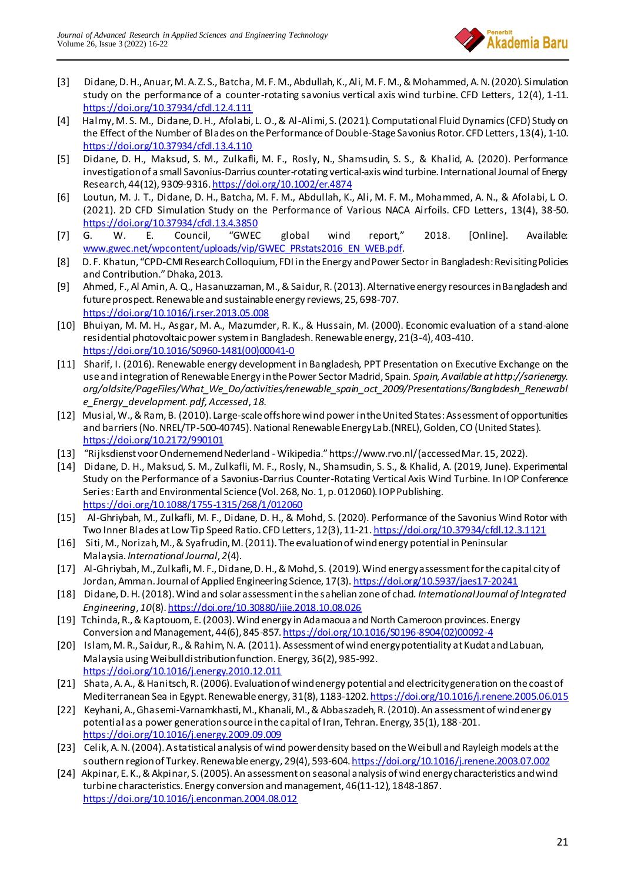[3] Didane, D. H., Anuar, M. A. Z. S., Batcha, M. F. M., Abdullah, K., Ali, M. F. M., & Mohammed, A. N. (2020). Simulation study on the performance of a counter-rotating savonius vertical axis wind turbine. CFD Letters, 12(4), 1-11. https://doi.org/10.37934/cfdl.12.4.111

[4] Halmy, M. S. M., Didane, D. H., Afolabi, L. O., & Al-Alimi, S. (2021). Computational Fluid Dynamics (CFD) Study on the Effect of the Number of Blades on the Performance of Double-Stage Savonius Rotor. CFD Letters, 13(4), 1-10. https://doi.org/10.37934/cfdl.13.4.110

[5] Didane, D. H., Maksud, S. M., Zulkafli, M. F., Rosly, N., Shamsudin, S. S., & Khalid, A. (2020). Performance investigation of a small Savonius-Darrius counter-rotating vertical-axis wind turbine. International Journal of Energy Research, 44(12), 9309-9316. https://doi.org/10.1002/er.4874

[6] Loutun, M. J. T., Didane, D. H., Batcha, M. F. M., Abdullah, K., Ali, M. F. M., Mohammed, A. N., & Afolabi, L O. (2021). 2D CFD Simulation Study on the Performance of Various NACA Airfoils. CFD Letters, 13(4), 38-50. https://doi.org/10.37934/cfdl.13.4.3850

[7] G. W. E. Council, "GWEC global wind report," 2018. [Online]. Available: www.gwec.net/wpcontent/uploads/vip/GWEC_PRstats2016_EN_WEB.pdf.

[8] D. F. Khatun, "CPD-CMI Research Colloquium, FDI in the Energy and Power Sector in Bangladesh: Revisiting Policies and Contribution." Dhaka, 2013.

[9] Ahmed, F., Al Amin, A. Q., Hasanuzzaman, M., & Saidur, R. (2013). Alternative energy resources in Bangladesh and future prospect. Renewable and sustainable energy reviews, 25, 698-707. https://doi.org/10.1016/j.rser.2013.05.008

[10] Bhuiyan, M. M. H., Asgar, M. A., Mazumder, R. K., & Hussain, M. (2000). Economic evaluation of a stand-alone residential photovoltaic power system in Bangladesh. Renewable energy, 21(3-4), 403-410. https://doi.org/10.1016/S0960-1481(00)00041-0

[11] Sharif, I. (2016). Renewable energy development in Bangladesh, PPT Presentation on Executive Exchange on the use and integration of Renewable Energy in the Power Sector Madrid, Spain. *Spain, Available at http://sarienergy.org/oldsite/PageFiles/What_We_Do/activities/renewable_spain_oct_2009/Presentations/Bangladesh_Renewable_Energy_development. pdf, Accessed*, *18*.

[12] Musial, W., & Ram, B. (2010). Large-scale offshore wind power in the United States: Assessment of opportunities and barriers (No. NREL/TP-500-40745). National Renewable Energy Lab.(NREL), Golden, CO (United States). https://doi.org/10.2172/990101

[13] "Rijksdienst voor Ondernemend Nederland - Wikipedia." https://www.rvo.nl/ (accessed Mar. 15, 2022).

[14] Didane, D. H., Maksud, S. M., Zulkafli, M. F., Rosly, N., Shamsudin, S. S., & Khalid, A. (2019, June). Experimental Study on the Performance of a Savonius-Darrius Counter-Rotating Vertical Axis Wind Turbine. In IOP Conference Series: Earth and Environmental Science (Vol. 268, No. 1, p. 012060). IOP Publishing. https://doi.org/10.1088/1755-1315/268/1/012060

[15] Al-Ghriybah, M., Zulkafli, M. F., Didane, D. H., & Mohd, S. (2020). Performance of the Savonius Wind Rotor with Two Inner Blades at Low Tip Speed Ratio. CFD Letters, 12(3), 11-21. https://doi.org/10.37934/cfdl.12.3.1121

[16] Siti, M., Norizah, M., & Syafrudin, M. (2011). The evaluation of wind energy potential in Peninsular Malaysia. *International Journal*, *2*(4).

[17] Al-Ghriybah, M., Zulkafli, M. F., Didane, D. H., & Mohd, S. (2019). Wind energy assessment for the capital city of Jordan, Amman. Journal of Applied Engineering Science, 17(3). https://doi.org/10.5937/jaes17-20241

[18] Didane, D. H. (2018). Wind and solar assessment in the sahelian zone of chad. *International Journal of Integrated Engineering*, *10*(8). https://doi.org/10.30880/ijie.2018.10.08.026

[19] Tchinda, R., & Kaptouom, E. (2003). Wind energy in Adamaoua and North Cameroon provinces. Energy Conversion and Management, 44(6), 845-857. https://doi.org/10.1016/S0196-8904(02)00092-4

[20] Islam, M. R., Saidur, R., & Rahim, N. A. (2011). Assessment of wind energy potentiality at Kudat and Labuan, Malaysia using Weibull distribution function. Energy, 36(2), 985-992. https://doi.org/10.1016/j.energy.2010.12.011

[21] Shata, A. A., & Hanitsch, R. (2006). Evaluation of wind energy potential and electricity generation on the coast of Mediterranean Sea in Egypt. Renewable energy, 31(8), 1183-1202. https://doi.org/10.1016/j.renene.2005.06.015

[22] Keyhani, A., Ghasemi-Varnamkhasti, M., Khanali, M., & Abbaszadeh, R. (2010). An assessment of wind energy potential as a power generation source in the capital of Iran, Tehran. Energy, 35(1), 188-201. https://doi.org/10.1016/j.energy.2009.09.009

[23] Celik, A. N. (2004). A statistical analysis of wind power density based on the Weibull and Rayleigh models at the southern region of Turkey. Renewable energy, 29(4), 593-604. https://doi.org/10.1016/j.renene.2003.07.002

[24] Akpinar, E. K., & Akpinar, S. (2005). An assessment on seasonal analysis of wind energy characteristics and wind turbine characteristics. Energy conversion and management, 46(11-12), 1848-1867. https://doi.org/10.1016/j.enconman.2004.08.012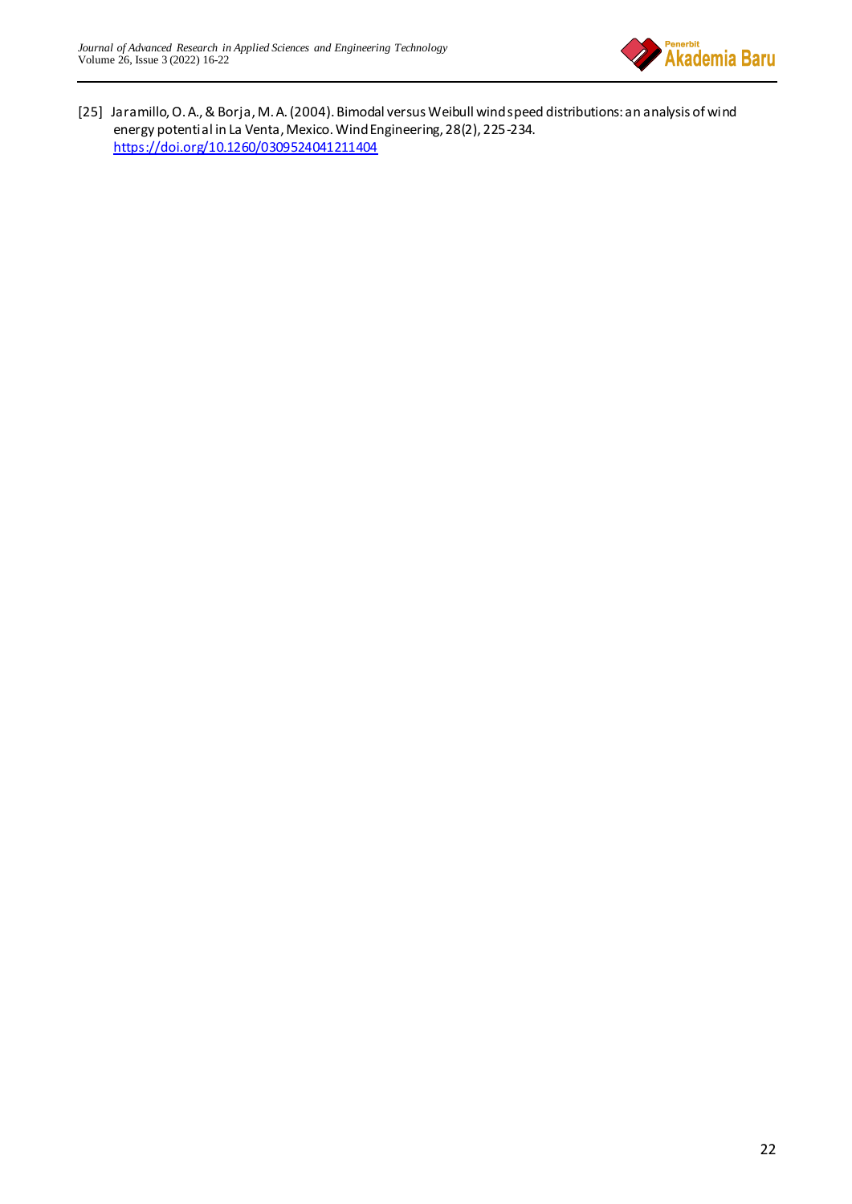[25] Jaramillo, O. A., & Borja, M. A. (2004). Bimodal versus Weibull wind speed distributions: an analysis of wind energy potential in La Venta, Mexico. Wind Engineering, 28(2), 225-234. https://doi.org/10.1260/0309524041211404